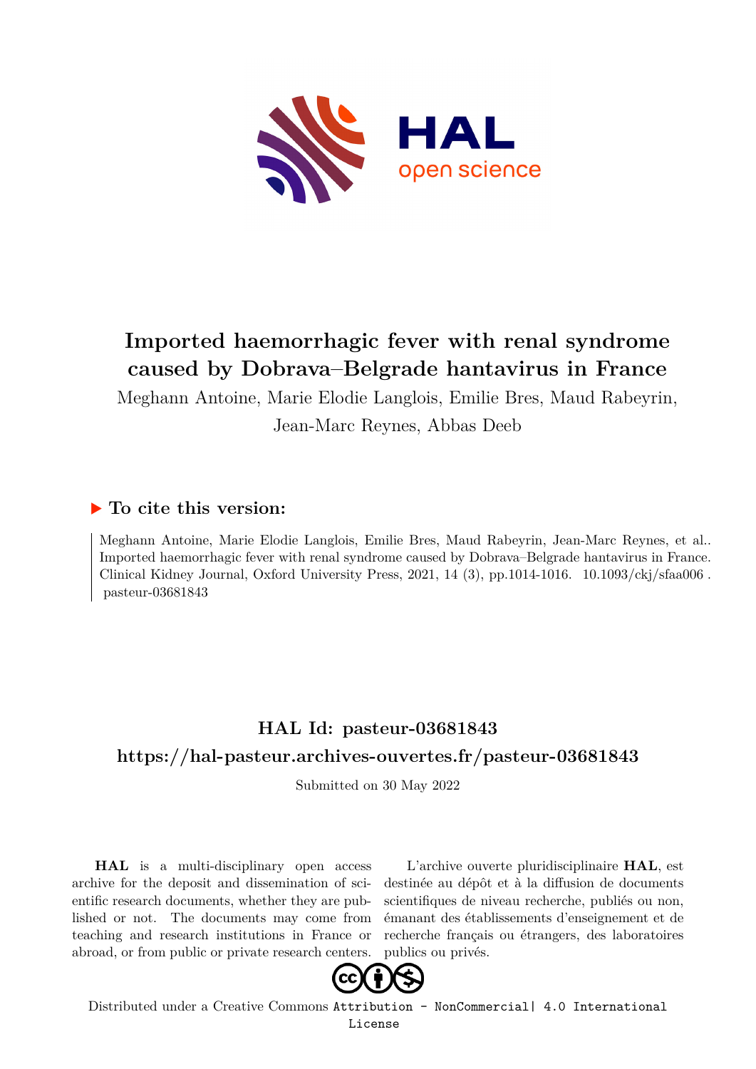# Imported haemorrhagic fever with renal syndrome caused by Dobrava–Belgrade hantavirus in France

Meghann Antoine, Marie Elodie Langlois, Emilie Bres, Maud Rabeyrin, Jean-Marc Reynes, Abbas Deeb

## ▶ To cite this version:

Meghann Antoine, Marie Elodie Langlois, Emilie Bres, Maud Rabeyrin, Jean-Marc Reynes, et al.. Imported haemorrhagic fever with renal syndrome caused by Dobrava–Belgrade hantavirus in France. Clinical Kidney Journal, Oxford University Press, 2021, 14 (3), pp.1014-1016. 10.1093/ckj/sfaa006 . pasteur-03681843

## HAL Id: pasteur-03681843

## https://hal-pasteur.archives-ouvertes.fr/pasteur-03681843

Submitted on 30 May 2022

**HAL** is a multi-disciplinary open access archive for the deposit and dissemination of scientific research documents, whether they are published or not. The documents may come from teaching and research institutions in France or abroad, or from public or private research centers.

L'archive ouverte pluridisciplinaire **HAL**, est destinée au dépôt et à la diffusion de documents scientifiques de niveau recherche, publiés ou non, émanant des établissements d'enseignement et de recherche français ou étrangers, des laboratoires publics ou privés.

Distributed under a Creative Commons Attribution - NonCommercial| 4.0 International License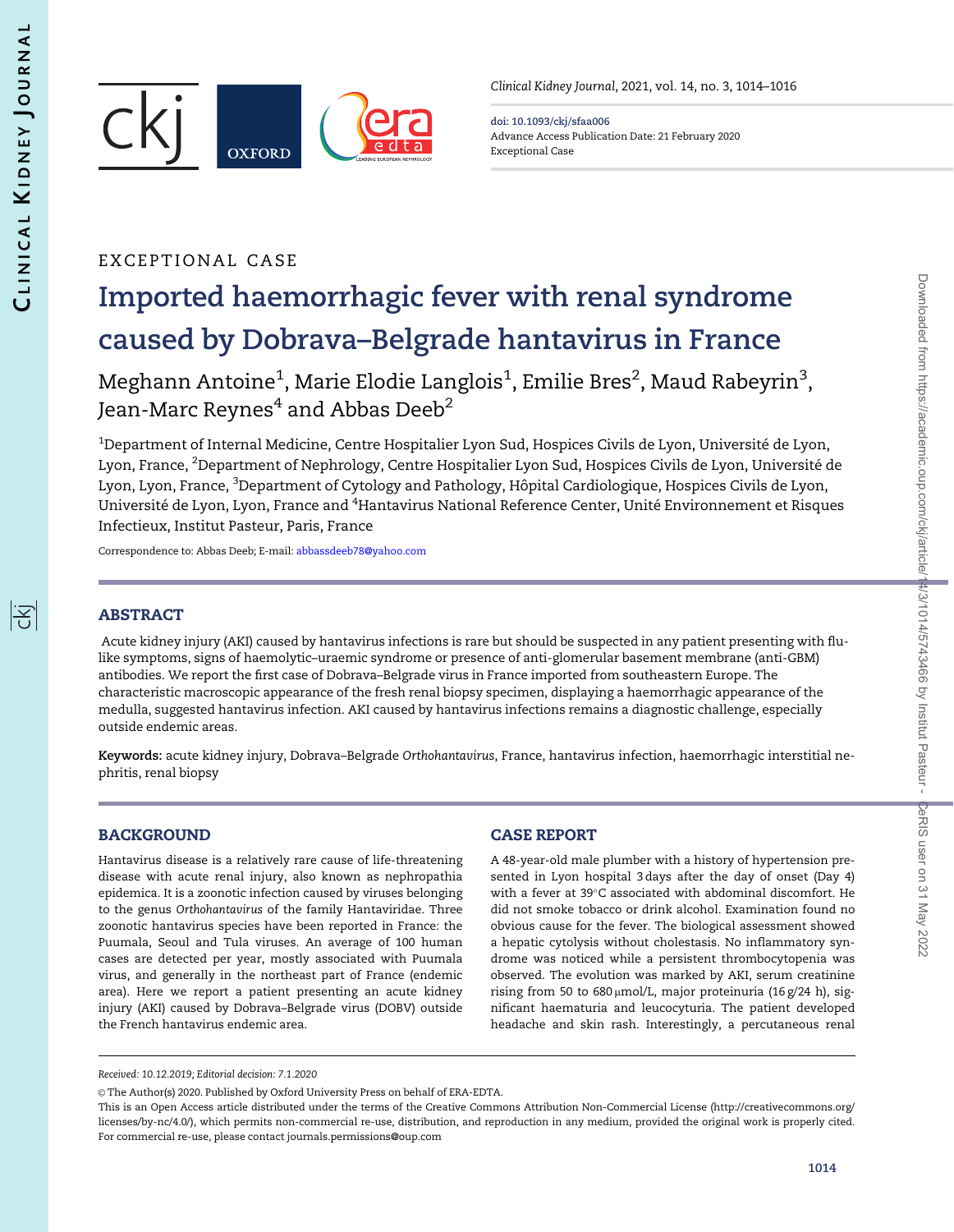EXCEPTIONAL CASE

# Imported haemorrhagic fever with renal syndrome caused by Dobrava–Belgrade hantavirus in France

Meghann Antoine[1], Marie Elodie Langlois[1], Emilie Bres[2], Maud Rabeyrin[3], Jean-Marc Reynes[4] and Abbas Deeb[2]

[1]Department of Internal Medicine, Centre Hospitalier Lyon Sud, Hospices Civils de Lyon, Université de Lyon, Lyon, France, [2]Department of Nephrology, Centre Hospitalier Lyon Sud, Hospices Civils de Lyon, Université de Lyon, Lyon, France, [3]Department of Cytology and Pathology, Hôpital Cardiologique, Hospices Civils de Lyon, Université de Lyon, Lyon, France and [4]Hantavirus National Reference Center, Unité Environnement et Risques Infectieux, Institut Pasteur, Paris, France

Correspondence to: Abbas Deeb; E-mail: abbassdeeb78@yahoo.com

## ABSTRACT

Acute kidney injury (AKI) caused by hantavirus infections is rare but should be suspected in any patient presenting with flu-like symptoms, signs of haemolytic–uraemic syndrome or presence of anti-glomerular basement membrane (anti-GBM) antibodies. We report the first case of Dobrava–Belgrade virus in France imported from southeastern Europe. The characteristic macroscopic appearance of the fresh renal biopsy specimen, displaying a haemorrhagic appearance of the medulla, suggested hantavirus infection. AKI caused by hantavirus infections remains a diagnostic challenge, especially outside endemic areas.

**Keywords:** acute kidney injury, Dobrava–Belgrade *Orthohantavirus*, France, hantavirus infection, haemorrhagic interstitial nephritis, renal biopsy

## BACKGROUND

Hantavirus disease is a relatively rare cause of life-threatening disease with acute renal injury, also known as nephropathia epidemica. It is a zoonotic infection caused by viruses belonging to the genus *Orthohantavirus* of the family Hantaviridae. Three zoonotic hantavirus species have been reported in France: the Puumala, Seoul and Tula viruses. An average of 100 human cases are detected per year, mostly associated with Puumala virus, and generally in the northeast part of France (endemic area). Here we report a patient presenting an acute kidney injury (AKI) caused by Dobrava–Belgrade virus (DOBV) outside the French hantavirus endemic area.

## CASE REPORT

A 48-year-old male plumber with a history of hypertension presented in Lyon hospital 3 days after the day of onset (Day 4) with a fever at 39°C associated with abdominal discomfort. He did not smoke tobacco or drink alcohol. Examination found no obvious cause for the fever. The biological assessment showed a hepatic cytolysis without cholestasis. No inflammatory syndrome was noticed while a persistent thrombocytopenia was observed. The evolution was marked by AKI, serum creatinine rising from 50 to 680 μmol/L, major proteinuria (16 g/24 h), significant haematuria and leucocyturia. The patient developed headache and skin rash. Interestingly, a percutaneous renal

*Received: 10.12.2019; Editorial decision: 7.1.2020*

© The Author(s) 2020. Published by Oxford University Press on behalf of ERA-EDTA.

This is an Open Access article distributed under the terms of the Creative Commons Attribution Non-Commercial License (http://creativecommons.org/licenses/by-nc/4.0/), which permits non-commercial re-use, distribution, and reproduction in any medium, provided the original work is properly cited. For commercial re-use, please contact journals.permissions@oup.com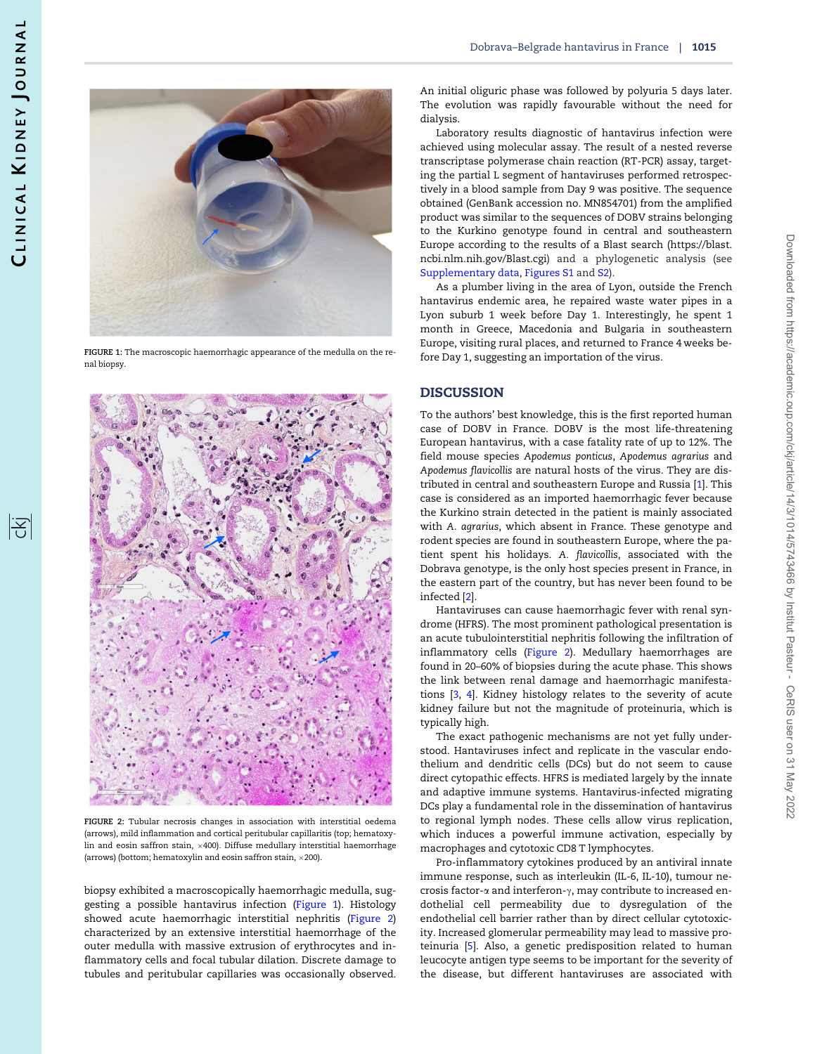FIGURE 1: The macroscopic haemorrhagic appearance of the medulla on the renal biopsy.

FIGURE 2: Tubular necrosis changes in association with interstitial oedema (arrows), mild inflammation and cortical peritubular capillaritis (top; hematoxylin and eosin saffron stain, ×400). Diffuse medullary interstitial haemorrhage (arrows) (bottom; hematoxylin and eosin saffron stain, ×200).

biopsy exhibited a macroscopically haemorrhagic medulla, suggesting a possible hantavirus infection (Figure 1). Histology showed acute haemorrhagic interstitial nephritis (Figure 2) characterized by an extensive interstitial haemorrhage of the outer medulla with massive extrusion of erythrocytes and inflammatory cells and focal tubular dilation. Discrete damage to tubules and peritubular capillaries was occasionally observed. An initial oliguric phase was followed by polyuria 5 days later. The evolution was rapidly favourable without the need for dialysis.

Laboratory results diagnostic of hantavirus infection were achieved using molecular assay. The result of a nested reverse transcriptase polymerase chain reaction (RT-PCR) assay, targeting the partial L segment of hantaviruses performed retrospectively in a blood sample from Day 9 was positive. The sequence obtained (GenBank accession no. MN854701) from the amplified product was similar to the sequences of DOBV strains belonging to the Kurkino genotype found in central and southeastern Europe according to the results of a Blast search (https://blast.ncbi.nlm.nih.gov/Blast.cgi) and a phylogenetic analysis (see Supplementary data, Figures S1 and S2).

As a plumber living in the area of Lyon, outside the French hantavirus endemic area, he repaired waste water pipes in a Lyon suburb 1 week before Day 1. Interestingly, he spent 1 month in Greece, Macedonia and Bulgaria in southeastern Europe, visiting rural places, and returned to France 4 weeks before Day 1, suggesting an importation of the virus.

## DISCUSSION

To the authors' best knowledge, this is the first reported human case of DOBV in France. DOBV is the most life-threatening European hantavirus, with a case fatality rate of up to 12%. The field mouse species *Apodemus ponticus*, *Apodemus agrarius* and *Apodemus flavicollis* are natural hosts of the virus. They are distributed in central and southeastern Europe and Russia [1]. This case is considered as an imported haemorrhagic fever because the Kurkino strain detected in the patient is mainly associated with *A. agrarius*, which absent in France. These genotype and rodent species are found in southeastern Europe, where the patient spent his holidays. *A. flavicollis*, associated with the Dobrava genotype, is the only host species present in France, in the eastern part of the country, but has never been found to be infected [2].

Hantaviruses can cause haemorrhagic fever with renal syndrome (HFRS). The most prominent pathological presentation is an acute tubulointerstitial nephritis following the infiltration of inflammatory cells (Figure 2). Medullary haemorrhages are found in 20–60% of biopsies during the acute phase. This shows the link between renal damage and haemorrhagic manifestations [3, 4]. Kidney histology relates to the severity of acute kidney failure but not the magnitude of proteinuria, which is typically high.

The exact pathogenic mechanisms are not yet fully understood. Hantaviruses infect and replicate in the vascular endothelium and dendritic cells (DCs) but do not seem to cause direct cytopathic effects. HFRS is mediated largely by the innate and adaptive immune systems. Hantavirus-infected migrating DCs play a fundamental role in the dissemination of hantavirus to regional lymph nodes. These cells allow virus replication, which induces a powerful immune activation, especially by macrophages and cytotoxic CD8 T lymphocytes.

Pro-inflammatory cytokines produced by an antiviral innate immune response, such as interleukin (IL-6, IL-10), tumour necrosis factor-$\alpha$ and interferon-$\gamma$, may contribute to increased endothelial cell permeability due to dysregulation of the endothelial cell barrier rather than by direct cellular cytotoxicity. Increased glomerular permeability may lead to massive proteinuria [5]. Also, a genetic predisposition related to human leucocyte antigen type seems to be important for the severity of the disease, but different hantaviruses are associated with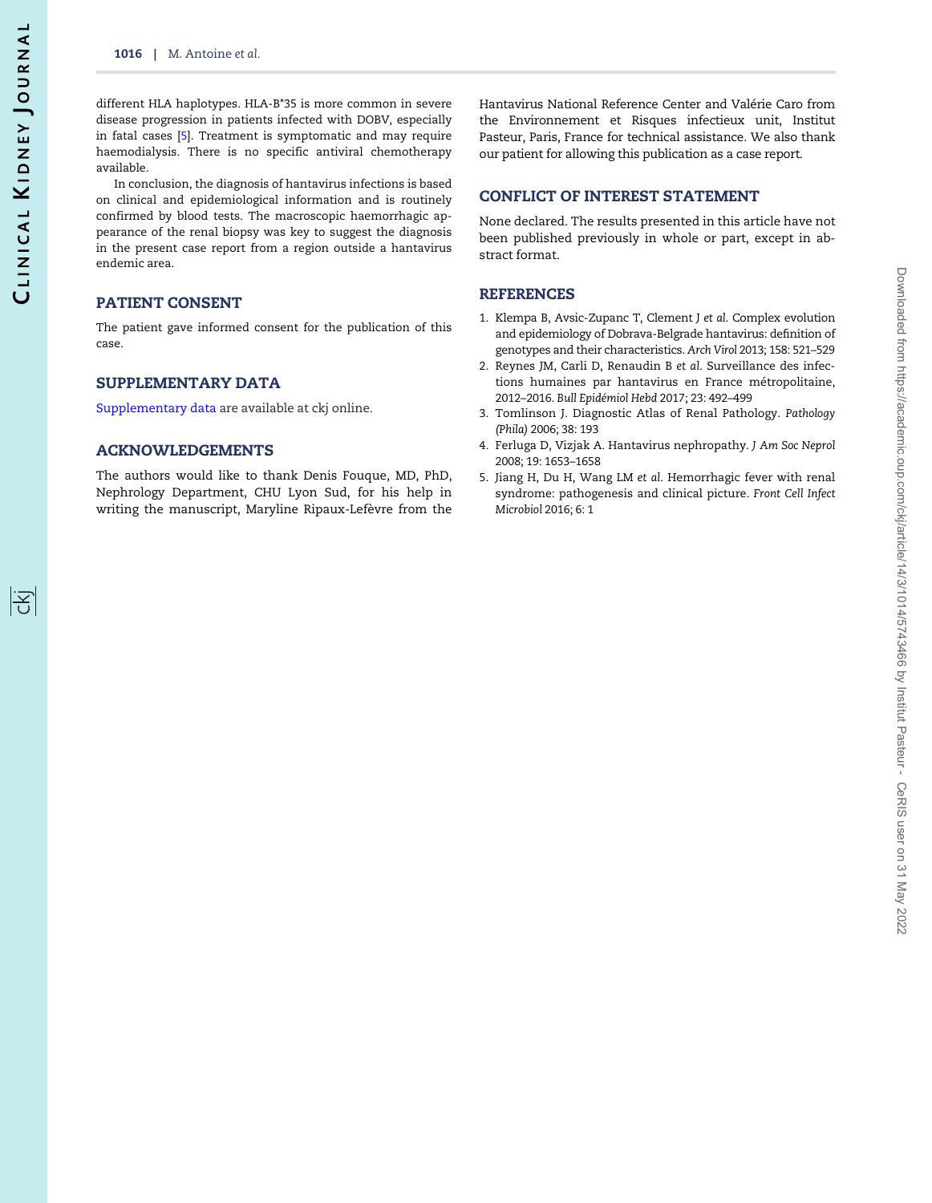different HLA haplotypes. HLA-B*35 is more common in severe disease progression in patients infected with DOBV, especially in fatal cases [5]. Treatment is symptomatic and may require haemodialysis. There is no specific antiviral chemotherapy available.

In conclusion, the diagnosis of hantavirus infections is based on clinical and epidemiological information and is routinely confirmed by blood tests. The macroscopic haemorrhagic appearance of the renal biopsy was key to suggest the diagnosis in the present case report from a region outside a hantavirus endemic area.

## PATIENT CONSENT

The patient gave informed consent for the publication of this case.

## SUPPLEMENTARY DATA

Supplementary data are available at ckj online.

## ACKNOWLEDGEMENTS

The authors would like to thank Denis Fouque, MD, PhD, Nephrology Department, CHU Lyon Sud, for his help in writing the manuscript, Maryline Ripaux-Lefèvre from the Hantavirus National Reference Center and Valérie Caro from the Environnement et Risques infectieux unit, Institut Pasteur, Paris, France for technical assistance. We also thank our patient for allowing this publication as a case report.

## CONFLICT OF INTEREST STATEMENT

None declared. The results presented in this article have not been published previously in whole or part, except in abstract format.

## REFERENCES

1. Klempa B, Avsic-Zupanc T, Clement J *et al*. Complex evolution and epidemiology of Dobrava-Belgrade hantavirus: definition of genotypes and their characteristics. *Arch Virol* 2013; 158: 521–529
2. Reynes JM, Carli D, Renaudin B *et al*. Surveillance des infections humaines par hantavirus en France métropolitaine, 2012–2016. *Bull Epidémiol Hebd* 2017; 23: 492–499
3. Tomlinson J. Diagnostic Atlas of Renal Pathology. *Pathology (Phila)* 2006; 38: 193
4. Ferluga D, Vizjak A. Hantavirus nephropathy. *J Am Soc Neprol* 2008; 19: 1653–1658
5. Jiang H, Du H, Wang LM *et al*. Hemorrhagic fever with renal syndrome: pathogenesis and clinical picture. *Front Cell Infect Microbiol* 2016; 6: 1